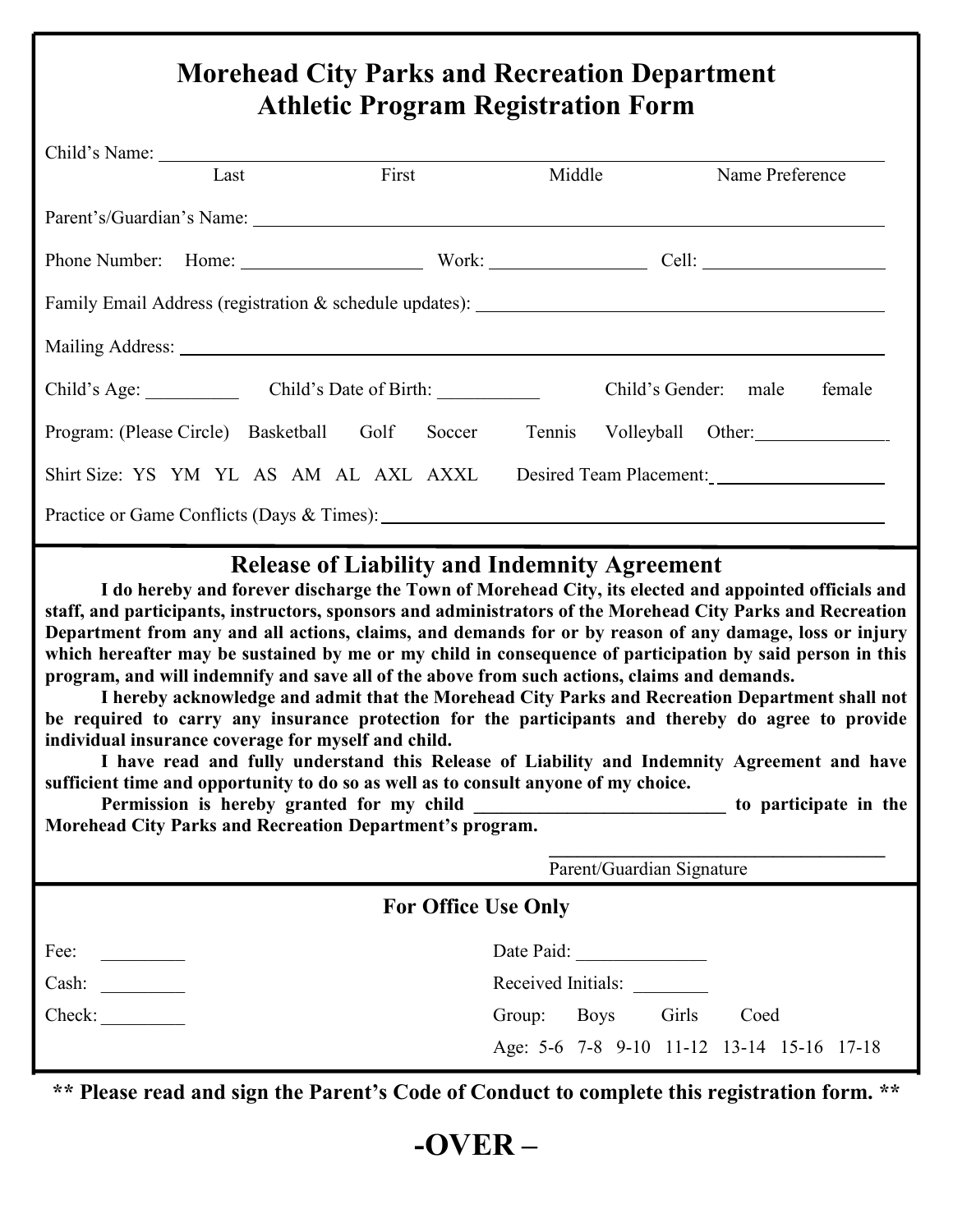# Morehead City Parks and Recreation Department
## Athletic Program Registration Form

Child's Name: ______________________________________________________________

Last First Middle Name Preference

Parent's/Guardian's Name: ___________________________________________________

Phone Number: Home: ________________ Work: ________________ Cell: ________________

Family Email Address (registration & schedule updates): ______________________________

Mailing Address: __________________________________________________________

Child's Age: __________ Child's Date of Birth: ___________ Child's Gender: male female

Program: (Please Circle) Basketball Golf Soccer Tennis Volleyball Other: ______________

Shirt Size: YS YM YL AS AM AL AXL AXXL Desired Team Placement: __________________

Practice or Game Conflicts (Days & Times): ___________________________________________

## Release of Liability and Indemnity Agreement

**I do hereby and forever discharge the Town of Morehead City, its elected and appointed officials and staff, and participants, instructors, sponsors and administrators of the Morehead City Parks and Recreation Department from any and all actions, claims, and demands for or by reason of any damage, loss or injury which hereafter may be sustained by me or my child in consequence of participation by said person in this program, and will indemnify and save all of the above from such actions, claims and demands.**

**I hereby acknowledge and admit that the Morehead City Parks and Recreation Department shall not be required to carry any insurance protection for the participants and thereby do agree to provide individual insurance coverage for myself and child.**

**I have read and fully understand this Release of Liability and Indemnity Agreement and have sufficient time and opportunity to do so as well as to consult anyone of my choice.**

**Permission is hereby granted for my child ___________________________ to participate in the Morehead City Parks and Recreation Department's program.**

____________________________________

Parent/Guardian Signature

### For Office Use Only

Fee: _________

Cash: _________

Check: _________

Date Paid: ______________

Received Initials: ________

Group: Boys Girls Coed

Age: 5-6 7-8 9-10 11-12 13-14 15-16 17-18

**** Please read and sign the Parent's Code of Conduct to complete this registration form. ****

# -OVER –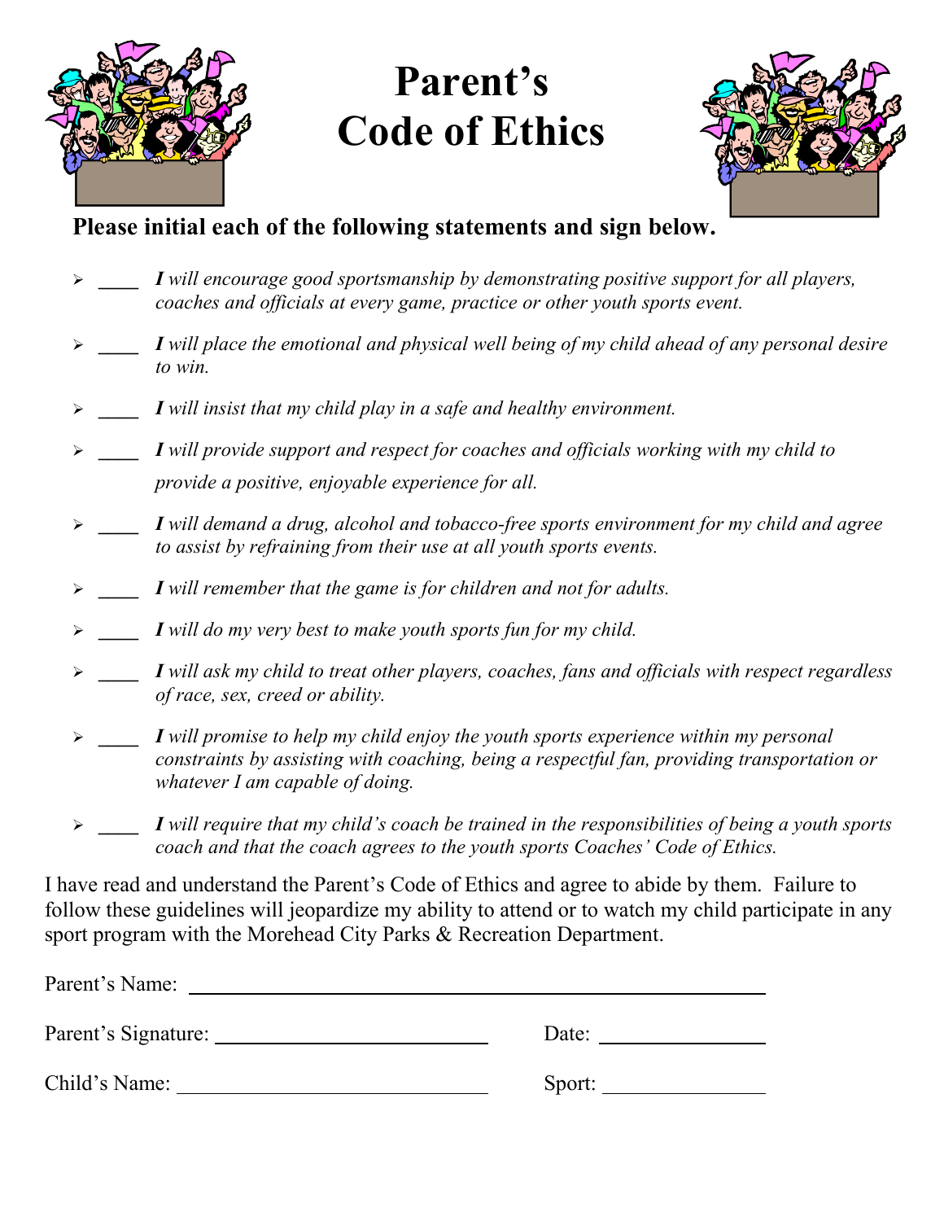# Parent's Code of Ethics

**Please initial each of the following statements and sign below.**

- ____ ***I*** *will encourage good sportsmanship by demonstrating positive support for all players, coaches and officials at every game, practice or other youth sports event.*
- ____ ***I*** *will place the emotional and physical well being of my child ahead of any personal desire to win.*
- ____ ***I*** *will insist that my child play in a safe and healthy environment.*
- ____ ***I*** *will provide support and respect for coaches and officials working with my child to provide a positive, enjoyable experience for all.*
- ____ ***I*** *will demand a drug, alcohol and tobacco-free sports environment for my child and agree to assist by refraining from their use at all youth sports events.*
- ____ ***I*** *will remember that the game is for children and not for adults.*
- ____ ***I*** *will do my very best to make youth sports fun for my child.*
- ____ ***I*** *will ask my child to treat other players, coaches, fans and officials with respect regardless of race, sex, creed or ability.*
- ____ ***I*** *will promise to help my child enjoy the youth sports experience within my personal constraints by assisting with coaching, being a respectful fan, providing transportation or whatever I am capable of doing.*
- ____ ***I*** *will require that my child's coach be trained in the responsibilities of being a youth sports coach and that the coach agrees to the youth sports Coaches' Code of Ethics.*

I have read and understand the Parent's Code of Ethics and agree to abide by them. Failure to follow these guidelines will jeopardize my ability to attend or to watch my child participate in any sport program with the Morehead City Parks & Recreation Department.

Parent's Name: ______________________________________________

Parent's Signature: ________________________ Date: ______________

Child's Name: ___________________________ Sport: ______________